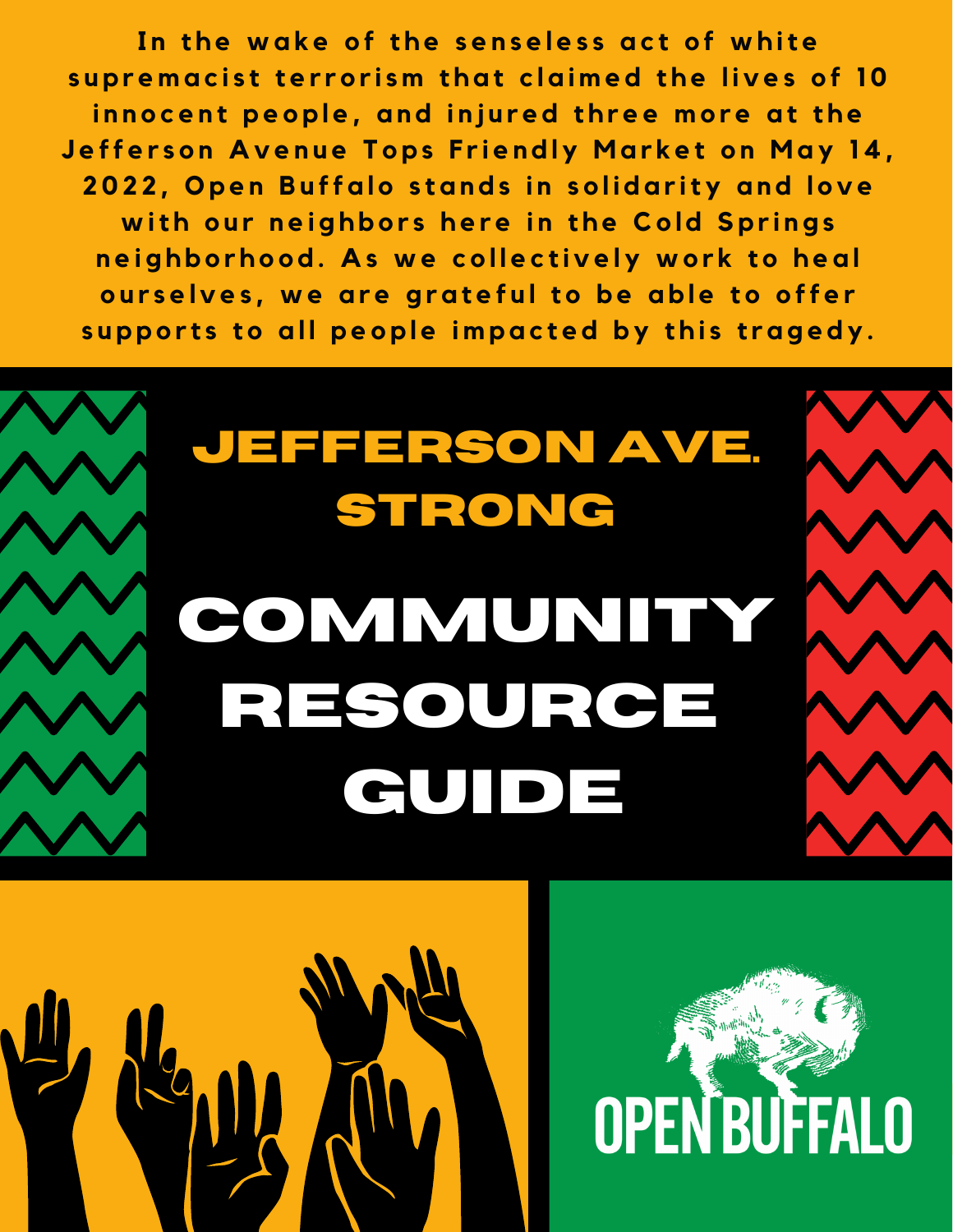**In the wake of the senseless act of white supremacist terrorism that claimed the lives of 10 innocent people, and injured three more at the Jefferson Avenue Tops Friendly Market on May 14, 2022, Open Buffalo stands in solidarity and love with our neighbors here in the Cold Springs neighborhood. As we collectively work to heal ourselves, we are grateful to be able to offer supports to all people impacted by this tragedy.**

## JEFFERSON AVE. STRONG

# COMMUNITY RESOURCE GUIDE

OPEN BUFFALO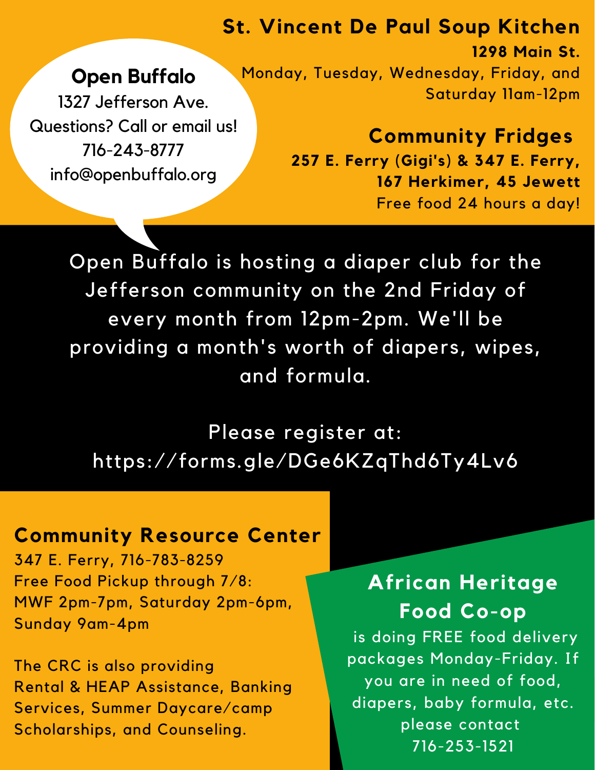## Open Buffalo

1327 Jefferson Ave.

Questions? Call or email us!

716-243-8777

info@openbuffalo.org

## St. Vincent De Paul Soup Kitchen

**1298 Main St.**

Monday, Tuesday, Wednesday, Friday, and Saturday 11am-12pm

## Community Fridges

**257 E. Ferry (Gigi's) & 347 E. Ferry, 167 Herkimer, 45 Jewett**

Free food 24 hours a day!

Open Buffalo is hosting a diaper club for the Jefferson community on the 2nd Friday of every month from 12pm-2pm. We'll be providing a month's worth of diapers, wipes, and formula.

Please register at: https://forms.gle/DGe6KZqThd6Ty4Lv6

## Community Resource Center

347 E. Ferry, 716-783-8259

Free Food Pickup through 7/8:
MWF 2pm-7pm, Saturday 2pm-6pm, Sunday 9am-4pm

The CRC is also providing Rental & HEAP Assistance, Banking Services, Summer Daycare/camp Scholarships, and Counseling.

## African Heritage Food Co-op

is doing FREE food delivery packages Monday-Friday. If you are in need of food, diapers, baby formula, etc. please contact 716-253-1521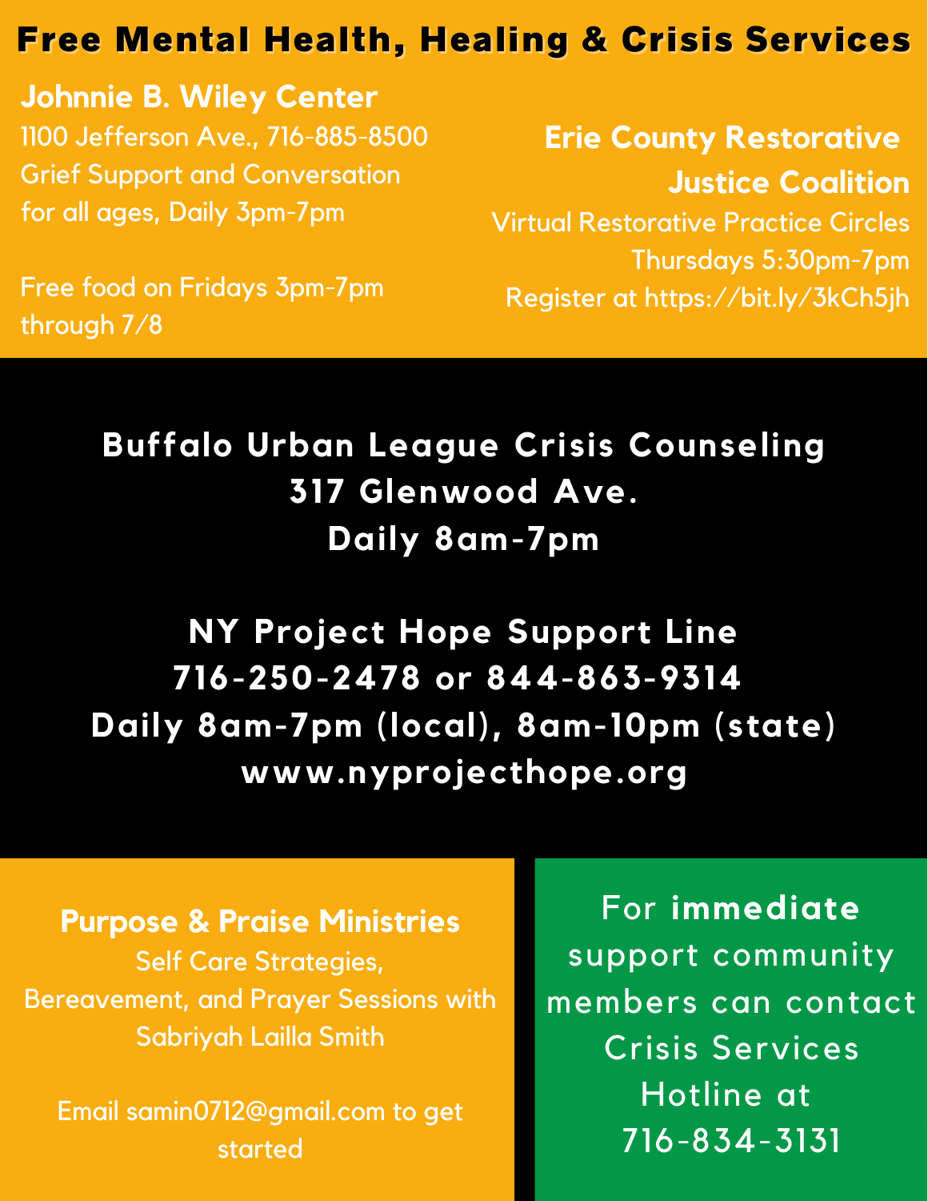# Free Mental Health, Healing & Crisis Services

## Johnnie B. Wiley Center

1100 Jefferson Ave., 716-885-8500
Grief Support and Conversation for all ages, Daily 3pm-7pm

Free food on Fridays 3pm-7pm through 7/8

## Erie County Restorative Justice Coalition

Virtual Restorative Practice Circles
Thursdays 5:30pm-7pm
Register at https://bit.ly/3kCh5jh

## Buffalo Urban League Crisis Counseling

317 Glenwood Ave.
Daily 8am-7pm

## NY Project Hope Support Line

716-250-2478 or 844-863-9314
Daily 8am-7pm (local), 8am-10pm (state)
www.nyprojecthope.org

## Purpose & Praise Ministries

Self Care Strategies, Bereavement, and Prayer Sessions with Sabriyah Lailla Smith

Email samin0712@gmail.com to get started

For **immediate** support community members can contact Crisis Services Hotline at 716-834-3131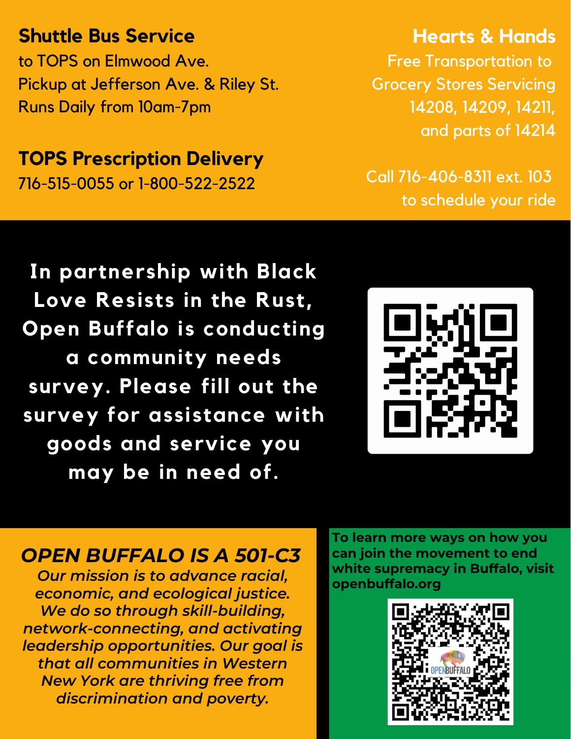**Shuttle Bus Service**
to TOPS on Elmwood Ave.
Pickup at Jefferson Ave. & Riley St.
Runs Daily from 10am-7pm

**TOPS Prescription Delivery**
716-515-0055 or 1-800-522-2522

**Hearts & Hands**
Free Transportation to Grocery Stores Servicing 14208, 14209, 14211, and parts of 14214

Call 716-406-8311 ext. 103 to schedule your ride

**In partnership with Black Love Resists in the Rust, Open Buffalo is conducting a community needs survey. Please fill out the survey for assistance with goods and service you may be in need of.**

***OPEN BUFFALO IS A 501-C3***

***Our mission is to advance racial, economic, and ecological justice. We do so through skill-building, network-connecting, and activating leadership opportunities. Our goal is that all communities in Western New York are thriving free from discrimination and poverty.***

**To learn more ways on how you can join the movement to end white supremacy in Buffalo, visit openbuffalo.org**